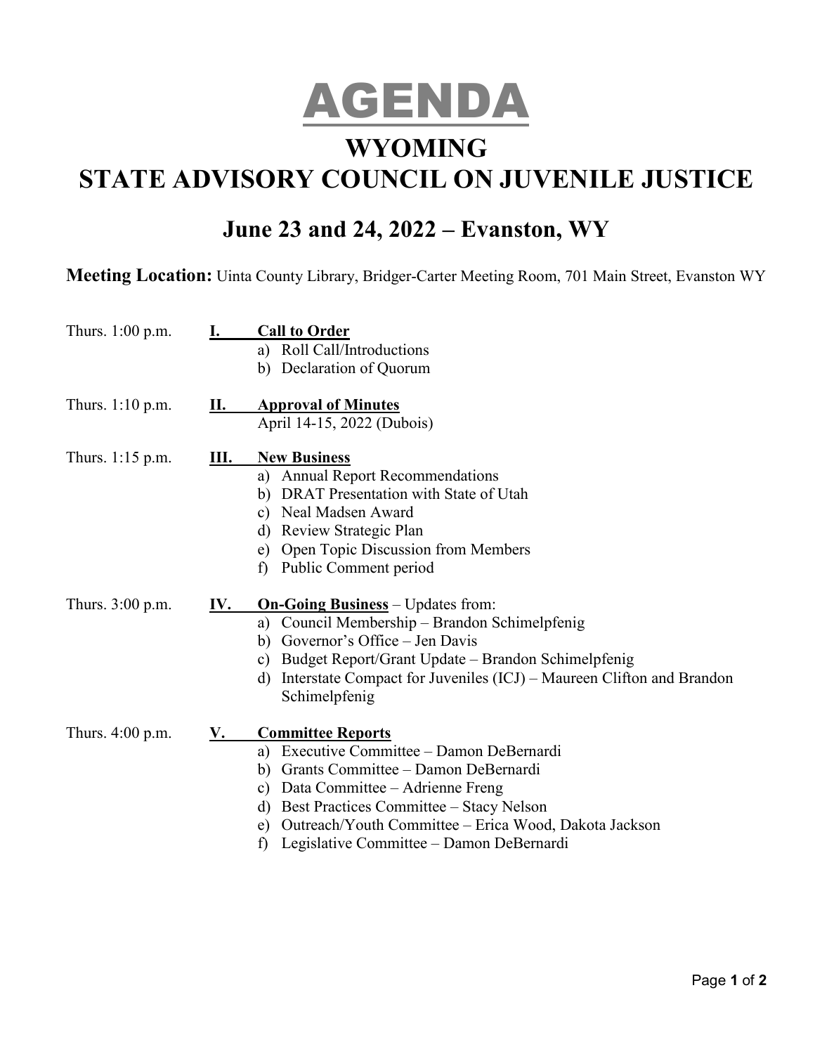# AGENDA

## WYOMING
## STATE ADVISORY COUNCIL ON JUVENILE JUSTICE

### June 23 and 24, 2022 – Evanston, WY

**Meeting Location:** Uinta County Library, Bridger-Carter Meeting Room, 701 Main Street, Evanston WY

Thurs. 1:00 p.m. **I. Call to Order**
- a) Roll Call/Introductions
- b) Declaration of Quorum

Thurs. 1:10 p.m. **II. Approval of Minutes**
April 14-15, 2022 (Dubois)

Thurs. 1:15 p.m. **III. New Business**
- a) Annual Report Recommendations
- b) DRAT Presentation with State of Utah
- c) Neal Madsen Award
- d) Review Strategic Plan
- e) Open Topic Discussion from Members
- f) Public Comment period

Thurs. 3:00 p.m. **IV. On-Going Business** – Updates from:
- a) Council Membership – Brandon Schimelpfenig
- b) Governor's Office – Jen Davis
- c) Budget Report/Grant Update – Brandon Schimelpfenig
- d) Interstate Compact for Juveniles (ICJ) – Maureen Clifton and Brandon Schimelpfenig

Thurs. 4:00 p.m. **V. Committee Reports**
- a) Executive Committee – Damon DeBernardi
- b) Grants Committee – Damon DeBernardi
- c) Data Committee – Adrienne Freng
- d) Best Practices Committee – Stacy Nelson
- e) Outreach/Youth Committee – Erica Wood, Dakota Jackson
- f) Legislative Committee – Damon DeBernardi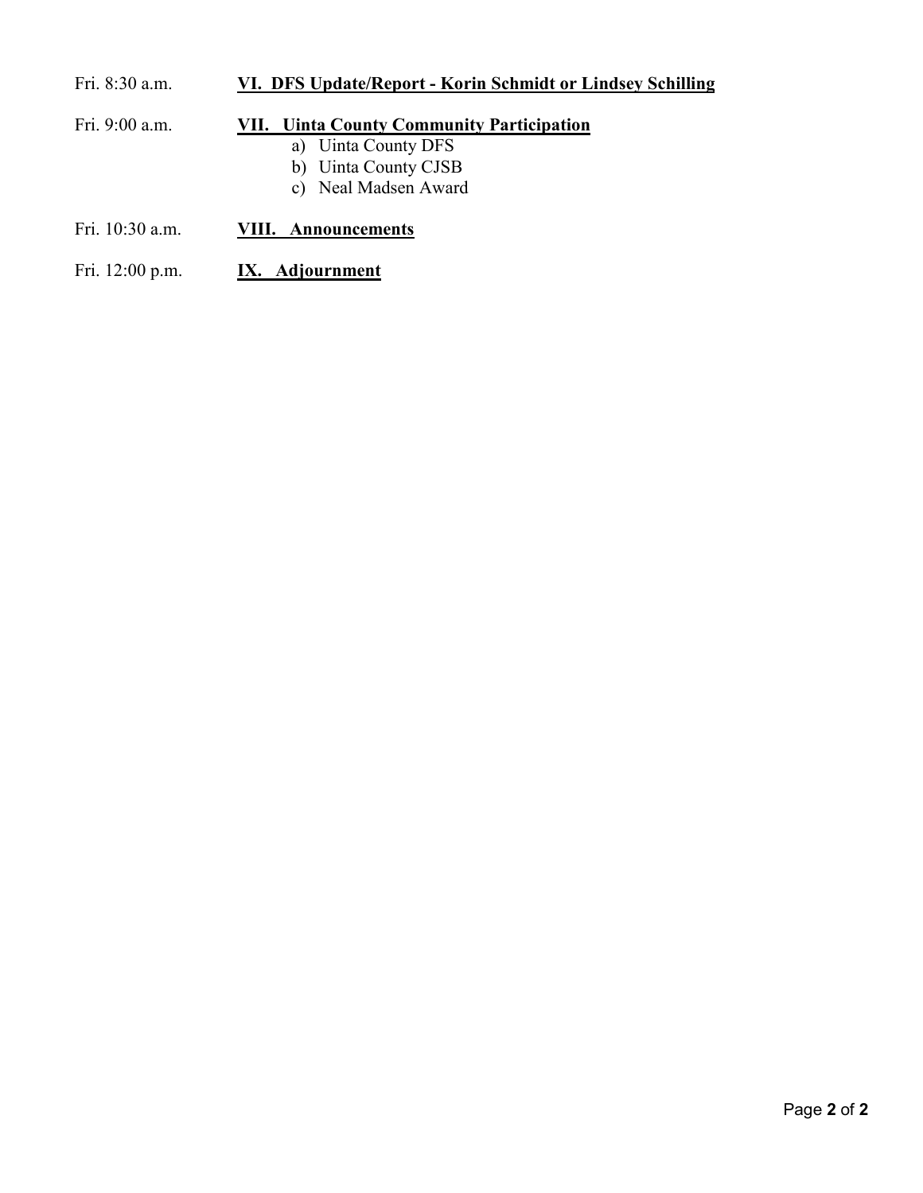Fri. 8:30 a.m. **VI. DFS Update/Report - Korin Schmidt or Lindsey Schilling**

Fri. 9:00 a.m. **VII. Uinta County Community Participation**

a) Uinta County DFS
b) Uinta County CJSB
c) Neal Madsen Award

Fri. 10:30 a.m. **VIII. Announcements**

Fri. 12:00 p.m. **IX. Adjournment**